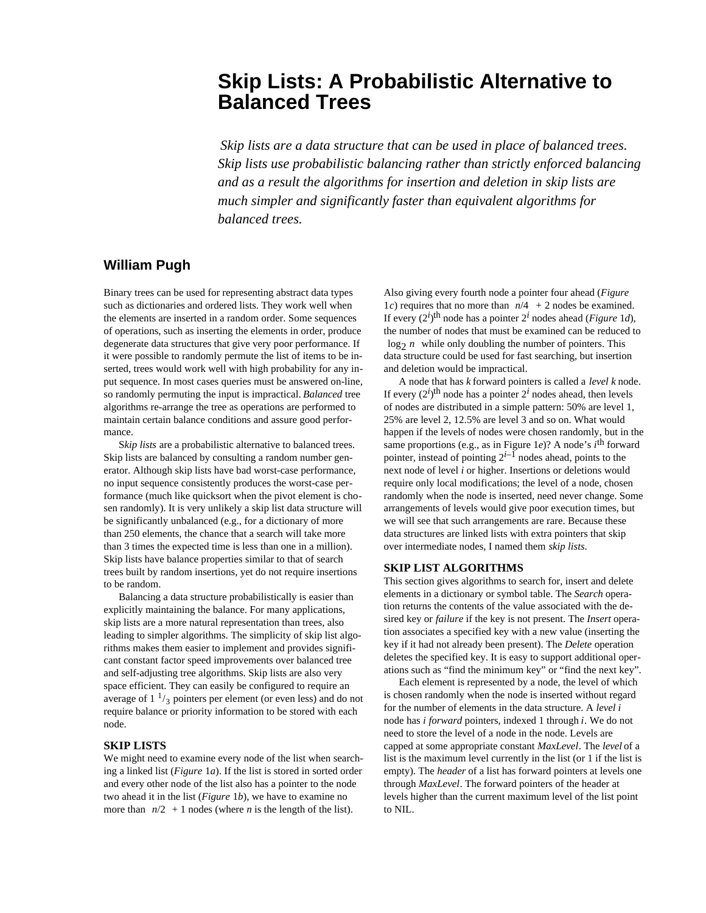# Skip Lists: A Probabilistic Alternative to Balanced Trees

*Skip lists are a data structure that can be used in place of balanced trees. Skip lists use probabilistic balancing rather than strictly enforced balancing and as a result the algorithms for insertion and deletion in skip lists are much simpler and significantly faster than equivalent algorithms for balanced trees.*

## William Pugh

Binary trees can be used for representing abstract data types such as dictionaries and ordered lists. They work well when the elements are inserted in a random order. Some sequences of operations, such as inserting the elements in order, produce degenerate data structures that give very poor performance. If it were possible to randomly permute the list of items to be inserted, trees would work well with high probability for any input sequence. In most cases queries must be answered on-line, so randomly permuting the input is impractical. *Balanced* tree algorithms re-arrange the tree as operations are performed to maintain certain balance conditions and assure good performance.

S*kip lists* are a probabilistic alternative to balanced trees. Skip lists are balanced by consulting a random number generator. Although skip lists have bad worst-case performance, no input sequence consistently produces the worst-case performance (much like quicksort when the pivot element is chosen randomly). It is very unlikely a skip list data structure will be significantly unbalanced (e.g., for a dictionary of more than 250 elements, the chance that a search will take more than 3 times the expected time is less than one in a million). Skip lists have balance properties similar to that of search trees built by random insertions, yet do not require insertions to be random.

Balancing a data structure probabilistically is easier than explicitly maintaining the balance. For many applications, skip lists are a more natural representation than trees, also leading to simpler algorithms. The simplicity of skip list algorithms makes them easier to implement and provides significant constant factor speed improvements over balanced tree and self-adjusting tree algorithms. Skip lists are also very space efficient. They can easily be configured to require an average of $1\,{}^{1}/_{3}$ pointers per element (or even less) and do not require balance or priority information to be stored with each node.

### SKIP LISTS

We might need to examine every node of the list when searching a linked list (*Figure* 1*a*). If the list is stored in sorted order and every other node of the list also has a pointer to the node two ahead it in the list (*Figure* 1*b*), we have to examine no more than $\lceil n/2 \rceil + 1$ nodes (where $n$ is the length of the list). Also giving every fourth node a pointer four ahead (*Figure* 1*c*) requires that no more than $\lceil n/4 \rceil + 2$ nodes be examined. If every $(2^i)^{\text{th}}$ node has a pointer $2^i$ nodes ahead (*Figure* 1*d*), the number of nodes that must be examined can be reduced to $\lceil \log_2 n \rceil$ while only doubling the number of pointers. This data structure could be used for fast searching, but insertion and deletion would be impractical.

A node that has $k$ forward pointers is called a *level k* node. If every $(2^i)^{\text{th}}$ node has a pointer $2^i$ nodes ahead, then levels of nodes are distributed in a simple pattern: 50% are level 1, 25% are level 2, 12.5% are level 3 and so on. What would happen if the levels of nodes were chosen randomly, but in the same proportions (e.g., as in Figure 1*e*)? A node's $i^{\text{th}}$ forward pointer, instead of pointing $2^{i-1}$ nodes ahead, points to the next node of level $i$ or higher. Insertions or deletions would require only local modifications; the level of a node, chosen randomly when the node is inserted, need never change. Some arrangements of levels would give poor execution times, but we will see that such arrangements are rare. Because these data structures are linked lists with extra pointers that skip over intermediate nodes, I named them *skip lists*.

### SKIP LIST ALGORITHMS

This section gives algorithms to search for, insert and delete elements in a dictionary or symbol table. The *Search* operation returns the contents of the value associated with the desired key or *failure* if the key is not present. The *Insert* operation associates a specified key with a new value (inserting the key if it had not already been present). The *Delete* operation deletes the specified key. It is easy to support additional operations such as "find the minimum key" or "find the next key".

Each element is represented by a node, the level of which is chosen randomly when the node is inserted without regard for the number of elements in the data structure. A *level i* node has *i forward* pointers, indexed 1 through *i*. We do not need to store the level of a node in the node. Levels are capped at some appropriate constant *MaxLevel*. The *level* of a list is the maximum level currently in the list (or 1 if the list is empty). The *header* of a list has forward pointers at levels one through *MaxLevel*. The forward pointers of the header at levels higher than the current maximum level of the list point to NIL.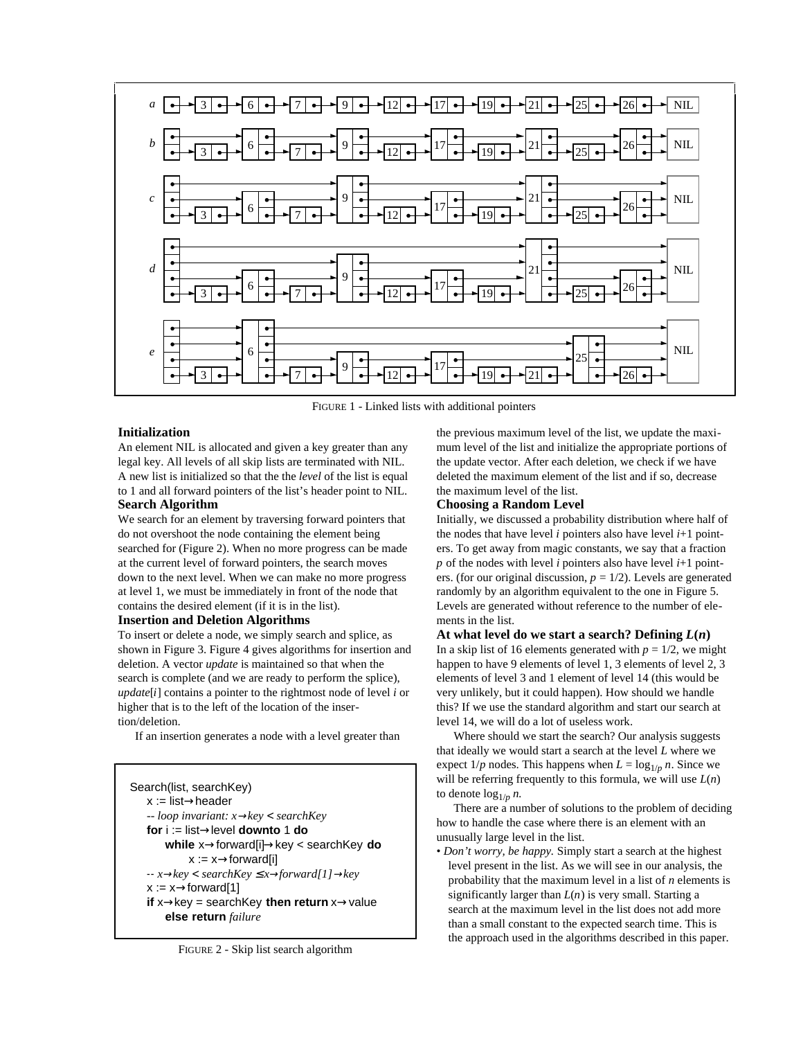FIGURE 1 - Linked lists with additional pointers

### Initialization

An element NIL is allocated and given a key greater than any legal key. All levels of all skip lists are terminated with NIL. A new list is initialized so that the the *level* of the list is equal to 1 and all forward pointers of the list's header point to NIL.

### Search Algorithm

We search for an element by traversing forward pointers that do not overshoot the node containing the element being searched for (Figure 2). When no more progress can be made at the current level of forward pointers, the search moves down to the next level. When we can make no more progress at level 1, we must be immediately in front of the node that contains the desired element (if it is in the list).

### Insertion and Deletion Algorithms

To insert or delete a node, we simply search and splice, as shown in Figure 3. Figure 4 gives algorithms for insertion and deletion. A vector *update* is maintained so that when the search is complete (and we are ready to perform the splice), *update*[*i*] contains a pointer to the rightmost node of level *i* or higher that is to the left of the location of the insertion/deletion.

If an insertion generates a node with a level greater than the previous maximum level of the list, we update the maximum level of the list and initialize the appropriate portions of the update vector. After each deletion, we check if we have deleted the maximum element of the list and if so, decrease the maximum level of the list.

```
Search(list, searchKey)
    x := list→header
    -- loop invariant: x→key < searchKey
    for i := list→level downto 1 do
        while x→forward[i]→key < searchKey do
            x := x→forward[i]
    -- x→key < searchKey ≤ x→forward[1]→key
    x := x→forward[1]
    if x→key = searchKey then return x→value
        else return failure
```

FIGURE 2 - Skip list search algorithm

### Choosing a Random Level

Initially, we discussed a probability distribution where half of the nodes that have level *i* pointers also have level *i*+1 pointers. To get away from magic constants, we say that a fraction *p* of the nodes with level *i* pointers also have level *i*+1 pointers. (for our original discussion, $p = 1/2$). Levels are generated randomly by an algorithm equivalent to the one in Figure 5. Levels are generated without reference to the number of elements in the list.

### At what level do we start a search? Defining $L(n)$

In a skip list of 16 elements generated with $p = 1/2$, we might happen to have 9 elements of level 1, 3 elements of level 2, 3 elements of level 3 and 1 element of level 14 (this would be very unlikely, but it could happen). How should we handle this? If we use the standard algorithm and start our search at level 14, we will do a lot of useless work.

Where should we start the search? Our analysis suggests that ideally we would start a search at the level $L$ where we expect $1/p$ nodes. This happens when $L = \log_{1/p} n$. Since we will be referring frequently to this formula, we will use $L(n)$ to denote $\log_{1/p} n$.

There are a number of solutions to the problem of deciding how to handle the case where there is an element with an unusually large level in the list.

- *Don't worry, be happy.* Simply start a search at the highest level present in the list. As we will see in our analysis, the probability that the maximum level in a list of *n* elements is significantly larger than $L(n)$ is very small. Starting a search at the maximum level in the list does not add more than a small constant to the expected search time. This is the approach used in the algorithms described in this paper.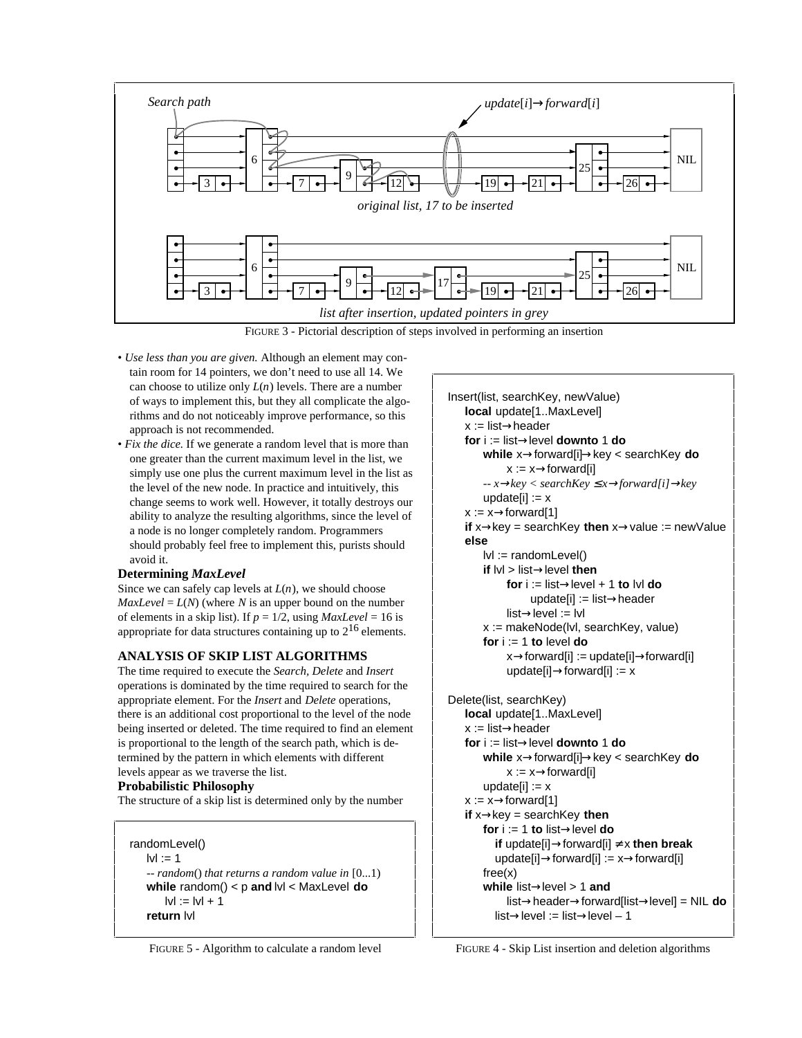Search path

*update[i]→forward[i]*

*original list, 17 to be inserted*

*list after insertion, updated pointers in grey*

FIGURE 3 - Pictorial description of steps involved in performing an insertion

- *Use less than you are given.* Although an element may contain room for 14 pointers, we don't need to use all 14. We can choose to utilize only $L(n)$ levels. There are a number of ways to implement this, but they all complicate the algorithms and do not noticeably improve performance, so this approach is not recommended.
- *Fix the dice.* If we generate a random level that is more than one greater than the current maximum level in the list, we simply use one plus the current maximum level in the list as the level of the new node. In practice and intuitively, this change seems to work well. However, it totally destroys our ability to analyze the resulting algorithms, since the level of a node is no longer completely random. Programmers should probably feel free to implement this, purists should avoid it.

### Determining *MaxLevel*

Since we can safely cap levels at $L(n)$, we should choose $MaxLevel = L(N)$ (where $N$ is an upper bound on the number of elements in a skip list). If $p = 1/2$, using $MaxLevel = 16$ is appropriate for data structures containing up to $2^{16}$ elements.

## ANALYSIS OF SKIP LIST ALGORITHMS

The time required to execute the *Search*, *Delete* and *Insert* operations is dominated by the time required to search for the appropriate element. For the *Insert* and *Delete* operations, there is an additional cost proportional to the level of the node being inserted or deleted. The time required to find an element is proportional to the length of the search path, which is determined by the pattern in which elements with different levels appear as we traverse the list.

### Probabilistic Philosophy

The structure of a skip list is determined only by the number

```
randomLevel()
    lvl := 1
    -- random() that returns a random value in [0...1)
    while random() < p and lvl < MaxLevel do
        lvl := lvl + 1
    return lvl
```

FIGURE 5 - Algorithm to calculate a random level

```
Insert(list, searchKey, newValue)
    local update[1..MaxLevel]
    x := list→header
    for i := list→level downto 1 do
        while x→forward[i]→key < searchKey do
            x := x→forward[i]
        -- x→key < searchKey ≤ x→forward[i]→key
        update[i] := x
    x := x→forward[1]
    if x→key = searchKey then x→value := newValue
    else
        lvl := randomLevel()
        if lvl > list→level then
            for i := list→level + 1 to lvl do
                update[i] := list→header
            list→level := lvl
        x := makeNode(lvl, searchKey, value)
        for i := 1 to level do
            x→forward[i] := update[i]→forward[i]
            update[i]→forward[i] := x

Delete(list, searchKey)
    local update[1..MaxLevel]
    x := list→header
    for i := list→level downto 1 do
        while x→forward[i]→key < searchKey do
            x := x→forward[i]
        update[i] := x
    x := x→forward[1]
    if x→key = searchKey then
        for i := 1 to list→level do
            if update[i]→forward[i] ≠ x then break
            update[i]→forward[i] := x→forward[i]
        free(x)
        while list→level > 1 and
                list→header→forward[list→level] = NIL do
            list→level := list→level – 1
```

FIGURE 4 - Skip List insertion and deletion algorithms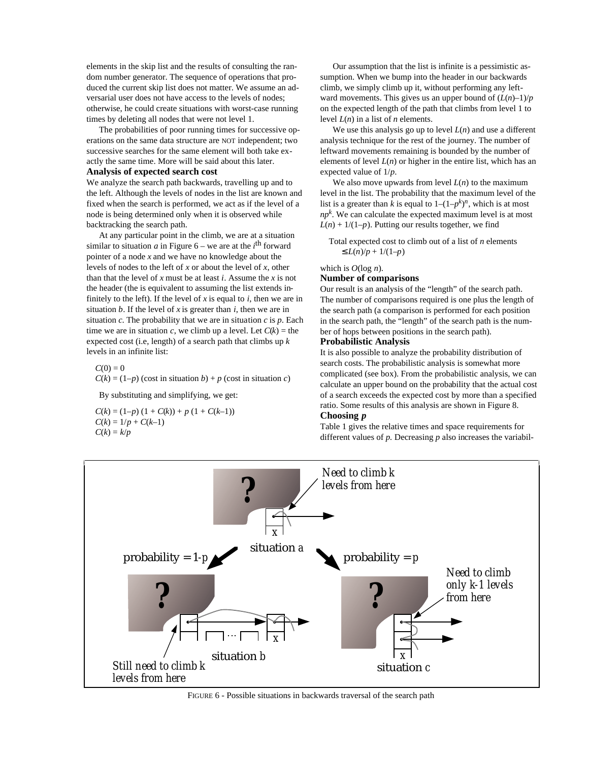elements in the skip list and the results of consulting the random number generator. The sequence of operations that produced the current skip list does not matter. We assume an adversarial user does not have access to the levels of nodes; otherwise, he could create situations with worst-case running times by deleting all nodes that were not level 1.

The probabilities of poor running times for successive operations on the same data structure are NOT independent; two successive searches for the same element will both take exactly the same time. More will be said about this later.

### Analysis of expected search cost

We analyze the search path backwards, travelling up and to the left. Although the levels of nodes in the list are known and fixed when the search is performed, we act as if the level of a node is being determined only when it is observed while backtracking the search path.

At any particular point in the climb, we are at a situation similar to situation *a* in Figure 6 – we are at the $i^{\text{th}}$ forward pointer of a node *x* and we have no knowledge about the levels of nodes to the left of *x* or about the level of *x*, other than that the level of *x* must be at least *i*. Assume the *x* is not the header (the is equivalent to assuming the list extends infinitely to the left). If the level of *x* is equal to *i*, then we are in situation *b*. If the level of *x* is greater than *i*, then we are in situation *c*. The probability that we are in situation *c* is *p*. Each time we are in situation *c*, we climb up a level. Let $C(k)$ = the expected cost (i.e, length) of a search path that climbs up *k* levels in an infinite list:

$C(0) = 0$
$C(k) = (1–p)$ (cost in situation *b*) + $p$ (cost in situation *c*)

By substituting and simplifying, we get:

$C(k) = (1–p)\,(1 + C(k)) + p\,(1 + C(k–1))$
$C(k) = 1/p + C(k–1)$
$C(k) = k/p$

Our assumption that the list is infinite is a pessimistic assumption. When we bump into the header in our backwards climb, we simply climb up it, without performing any leftward movements. This gives us an upper bound of $(L(n)–1)/p$ on the expected length of the path that climbs from level 1 to level $L(n)$ in a list of *n* elements.

We use this analysis go up to level $L(n)$ and use a different analysis technique for the rest of the journey. The number of leftward movements remaining is bounded by the number of elements of level $L(n)$ or higher in the entire list, which has an expected value of $1/p$.

We also move upwards from level $L(n)$ to the maximum level in the list. The probability that the maximum level of the list is a greater than *k* is equal to $1–(1–p^k)^n$, which is at most $np^k$. We can calculate the expected maximum level is at most $L(n) + 1/(1–p)$. Putting our results together, we find

Total expected cost to climb out of a list of *n* elements
$\leq L(n)/p + 1/(1–p)$

which is $O(\log n)$.

### Number of comparisons

Our result is an analysis of the "length" of the search path. The number of comparisons required is one plus the length of the search path (a comparison is performed for each position in the search path, the "length" of the search path is the number of hops between positions in the search path).

### Probabilistic Analysis

It is also possible to analyze the probability distribution of search costs. The probabilistic analysis is somewhat more complicated (see box). From the probabilistic analysis, we can calculate an upper bound on the probability that the actual cost of a search exceeds the expected cost by more than a specified ratio. Some results of this analysis are shown in Figure 8.

### Choosing *p*

Table 1 gives the relative times and space requirements for different values of *p*. Decreasing *p* also increases the variabil-

FIGURE 6 - Possible situations in backwards traversal of the search path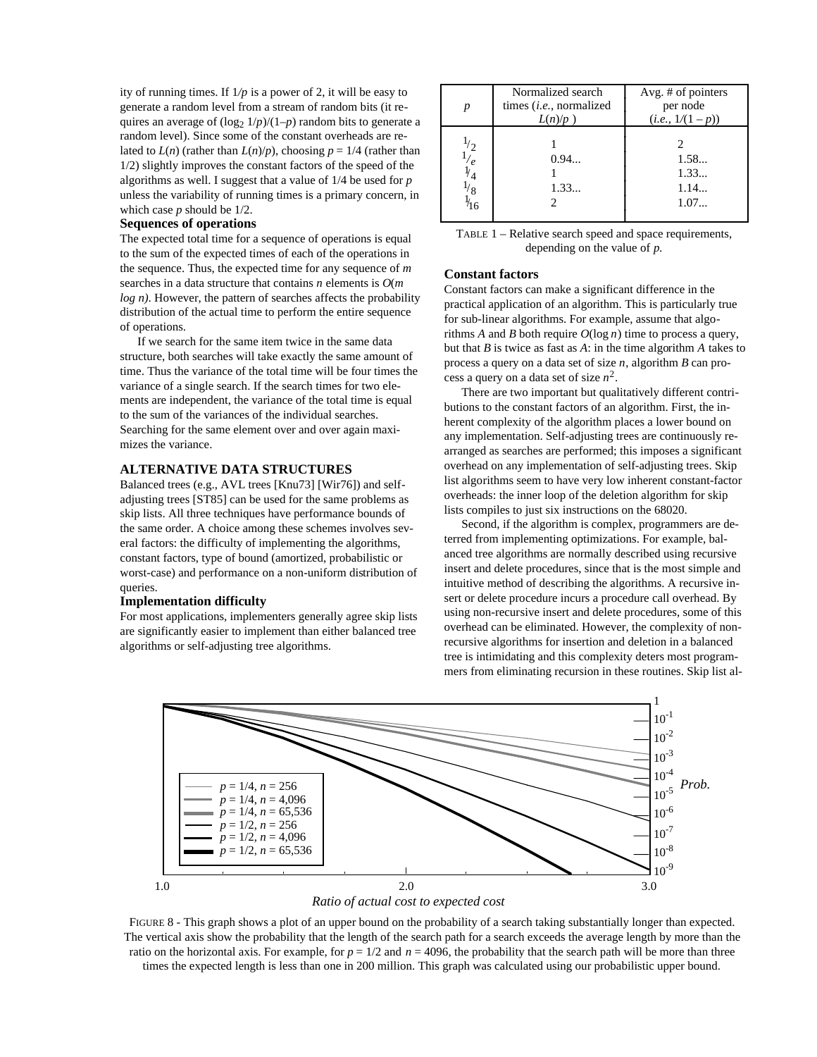ity of running times. If $1/p$ is a power of 2, it will be easy to generate a random level from a stream of random bits (it requires an average of $(\log_2 1/p)/(1-p)$ random bits to generate a random level). Since some of the constant overheads are related to $L(n)$ (rather than $L(n)/p$), choosing $p = 1/4$ (rather than 1/2) slightly improves the constant factors of the speed of the algorithms as well. I suggest that a value of 1/4 be used for $p$ unless the variability of running times is a primary concern, in which case $p$ should be 1/2.

### Sequences of operations

The expected total time for a sequence of operations is equal to the sum of the expected times of each of the operations in the sequence. Thus, the expected time for any sequence of $m$ searches in a data structure that contains $n$ elements is $O(m \log n)$. However, the pattern of searches affects the probability distribution of the actual time to perform the entire sequence of operations.

If we search for the same item twice in the same data structure, both searches will take exactly the same amount of time. Thus the variance of the total time will be four times the variance of a single search. If the search times for two elements are independent, the variance of the total time is equal to the sum of the variances of the individual searches. Searching for the same element over and over again maximizes the variance.

## ALTERNATIVE DATA STRUCTURES

Balanced trees (e.g., AVL trees [Knu73] [Wir76]) and self-adjusting trees [ST85] can be used for the same problems as skip lists. All three techniques have performance bounds of the same order. A choice among these schemes involves several factors: the difficulty of implementing the algorithms, constant factors, type of bound (amortized, probabilistic or worst-case) and performance on a non-uniform distribution of queries.

### Implementation difficulty

For most applications, implementers generally agree skip lists are significantly easier to implement than either balanced tree algorithms or self-adjusting tree algorithms.

| $p$ | Normalized search times (*i.e.,* normalized $L(n)/p$) | Avg. # of pointers per node (*i.e.,* $1/(1-p)$) |
|---|---|---|
| $1/2$ | 1 | 2 |
| $1/e$ | 0.94... | 1.58... |
| $1/4$ | 1 | 1.33... |
| $1/8$ | 1.33... | 1.14... |
| $1/16$ | 2 | 1.07... |

TABLE 1 – Relative search speed and space requirements, depending on the value of *p*.

### Constant factors

Constant factors can make a significant difference in the practical application of an algorithm. This is particularly true for sub-linear algorithms. For example, assume that algorithms *A* and *B* both require $O(\log n)$ time to process a query, but that *B* is twice as fast as *A*: in the time algorithm *A* takes to process a query on a data set of size $n$, algorithm *B* can process a query on a data set of size $n^2$.

There are two important but qualitatively different contributions to the constant factors of an algorithm. First, the inherent complexity of the algorithm places a lower bound on any implementation. Self-adjusting trees are continuously rearranged as searches are performed; this imposes a significant overhead on any implementation of self-adjusting trees. Skip list algorithms seem to have very low inherent constant-factor overheads: the inner loop of the deletion algorithm for skip lists compiles to just six instructions on the 68020.

Second, if the algorithm is complex, programmers are deterred from implementing optimizations. For example, balanced tree algorithms are normally described using recursive insert and delete procedures, since that is the most simple and intuitive method of describing the algorithms. A recursive insert or delete procedure incurs a procedure call overhead. By using non-recursive insert and delete procedures, some of this overhead can be eliminated. However, the complexity of non-recursive algorithms for insertion and deletion in a balanced tree is intimidating and this complexity deters most programmers from eliminating recursion in these routines. Skip list al-

$p = 1/4$, $n = 256$
$p = 1/4$, $n = 4{,}096$
$p = 1/4$, $n = 65{,}536$
$p = 1/2$, $n = 256$
$p = 1/2$, $n = 4{,}096$
$p = 1/2$, $n = 65{,}536$

1
$10^{-1}$
$10^{-2}$
$10^{-3}$
$10^{-4}$
$10^{-5}$
$10^{-6}$
$10^{-7}$
$10^{-8}$
$10^{-9}$
*Prob.*

1.0
2.0
3.0
*Ratio of actual cost to expected cost*

FIGURE 8 - This graph shows a plot of an upper bound on the probability of a search taking substantially longer than expected. The vertical axis show the probability that the length of the search path for a search exceeds the average length by more than the ratio on the horizontal axis. For example, for $p = 1/2$ and $n = 4096$, the probability that the search path will be more than three times the expected length is less than one in 200 million. This graph was calculated using our probabilistic upper bound.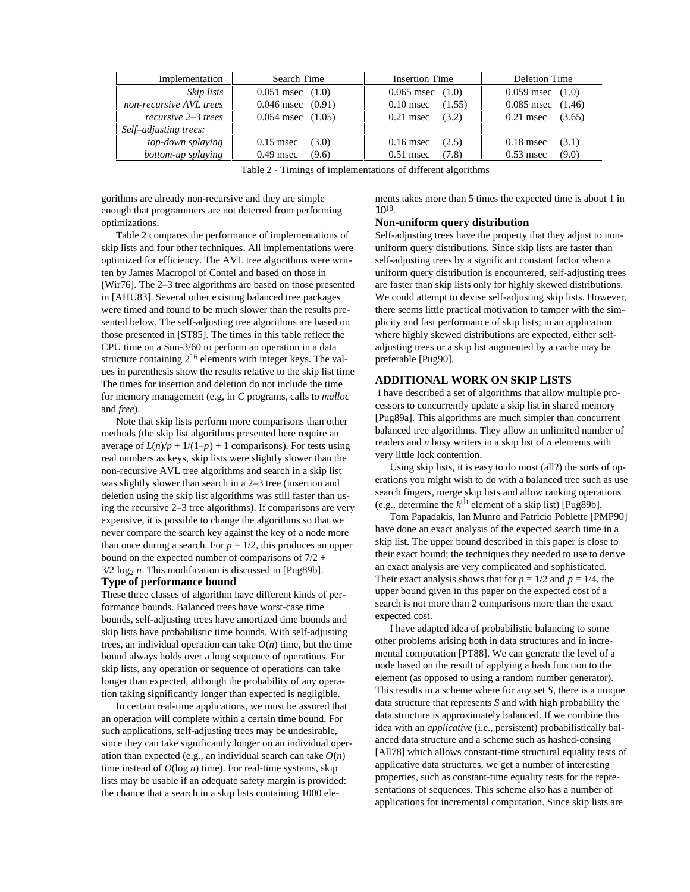| Implementation | Search Time | Insertion Time | Deletion Time |
|---|---|---|---|
| *Skip lists* | 0.051 msec (1.0) | 0.065 msec (1.0) | 0.059 msec (1.0) |
| *non-recursive AVL trees* | 0.046 msec (0.91) | 0.10 msec (1.55) | 0.085 msec (1.46) |
| *recursive 2–3 trees* | 0.054 msec (1.05) | 0.21 msec (3.2) | 0.21 msec (3.65) |
| *Self–adjusting trees:* | | | |
| *top-down splaying* | 0.15 msec (3.0) | 0.16 msec (2.5) | 0.18 msec (3.1) |
| *bottom-up splaying* | 0.49 msec (9.6) | 0.51 msec (7.8) | 0.53 msec (9.0) |

Table 2 - Timings of implementations of different algorithms

gorithms are already non-recursive and they are simple enough that programmers are not deterred from performing optimizations.

Table 2 compares the performance of implementations of skip lists and four other techniques. All implementations were optimized for efficiency. The AVL tree algorithms were written by James Macropol of Contel and based on those in [Wir76]. The 2–3 tree algorithms are based on those presented in [AHU83]. Several other existing balanced tree packages were timed and found to be much slower than the results presented below. The self-adjusting tree algorithms are based on those presented in [ST85]. The times in this table reflect the CPU time on a Sun-3/60 to perform an operation in a data structure containing $2^{16}$ elements with integer keys. The values in parenthesis show the results relative to the skip list time The times for insertion and deletion do not include the time for memory management (e.g, in *C* programs, calls to *malloc* and *free*).

Note that skip lists perform more comparisons than other methods (the skip list algorithms presented here require an average of $L(n)/p + 1/(1–p) + 1$ comparisons). For tests using real numbers as keys, skip lists were slightly slower than the non-recursive AVL tree algorithms and search in a skip list was slightly slower than search in a 2–3 tree (insertion and deletion using the skip list algorithms was still faster than using the recursive 2–3 tree algorithms). If comparisons are very expensive, it is possible to change the algorithms so that we never compare the search key against the key of a node more than once during a search. For $p = 1/2$, this produces an upper bound on the expected number of comparisons of $7/2 + 3/2 \log_2 n$. This modification is discussed in [Pug89b].

### Type of performance bound

These three classes of algorithm have different kinds of performance bounds. Balanced trees have worst-case time bounds, self-adjusting trees have amortized time bounds and skip lists have probabilistic time bounds. With self-adjusting trees, an individual operation can take $O(n)$ time, but the time bound always holds over a long sequence of operations. For skip lists, any operation or sequence of operations can take longer than expected, although the probability of any operation taking significantly longer than expected is negligible.

In certain real-time applications, we must be assured that an operation will complete within a certain time bound. For such applications, self-adjusting trees may be undesirable, since they can take significantly longer on an individual operation than expected (e.g., an individual search can take $O(n)$ time instead of $O(\log n)$ time). For real-time systems, skip lists may be usable if an adequate safety margin is provided: the chance that a search in a skip lists containing 1000 elements takes more than 5 times the expected time is about 1 in $10^{18}$.

### Non-uniform query distribution

Self-adjusting trees have the property that they adjust to non-uniform query distributions. Since skip lists are faster than self-adjusting trees by a significant constant factor when a uniform query distribution is encountered, self-adjusting trees are faster than skip lists only for highly skewed distributions. We could attempt to devise self-adjusting skip lists. However, there seems little practical motivation to tamper with the simplicity and fast performance of skip lists; in an application where highly skewed distributions are expected, either self-adjusting trees or a skip list augmented by a cache may be preferable [Pug90].

## ADDITIONAL WORK ON SKIP LISTS

I have described a set of algorithms that allow multiple processors to concurrently update a skip list in shared memory [Pug89a]. This algorithms are much simpler than concurrent balanced tree algorithms. They allow an unlimited number of readers and *n* busy writers in a skip list of *n* elements with very little lock contention.

Using skip lists, it is easy to do most (all?) the sorts of operations you might wish to do with a balanced tree such as use search fingers, merge skip lists and allow ranking operations (e.g., determine the $k^{\text{th}}$ element of a skip list) [Pug89b].

Tom Papadakis, Ian Munro and Patricio Poblette [PMP90] have done an exact analysis of the expected search time in a skip list. The upper bound described in this paper is close to their exact bound; the techniques they needed to use to derive an exact analysis are very complicated and sophisticated. Their exact analysis shows that for $p = 1/2$ and $p = 1/4$, the upper bound given in this paper on the expected cost of a search is not more than 2 comparisons more than the exact expected cost.

I have adapted idea of probabilistic balancing to some other problems arising both in data structures and in incremental computation [PT88]. We can generate the level of a node based on the result of applying a hash function to the element (as opposed to using a random number generator). This results in a scheme where for any set *S*, there is a unique data structure that represents *S* and with high probability the data structure is approximately balanced. If we combine this idea with an *applicative* (i.e., persistent) probabilistically balanced data structure and a scheme such as hashed-consing [All78] which allows constant-time structural equality tests of applicative data structures, we get a number of interesting properties, such as constant-time equality tests for the representations of sequences. This scheme also has a number of applications for incremental computation. Since skip lists are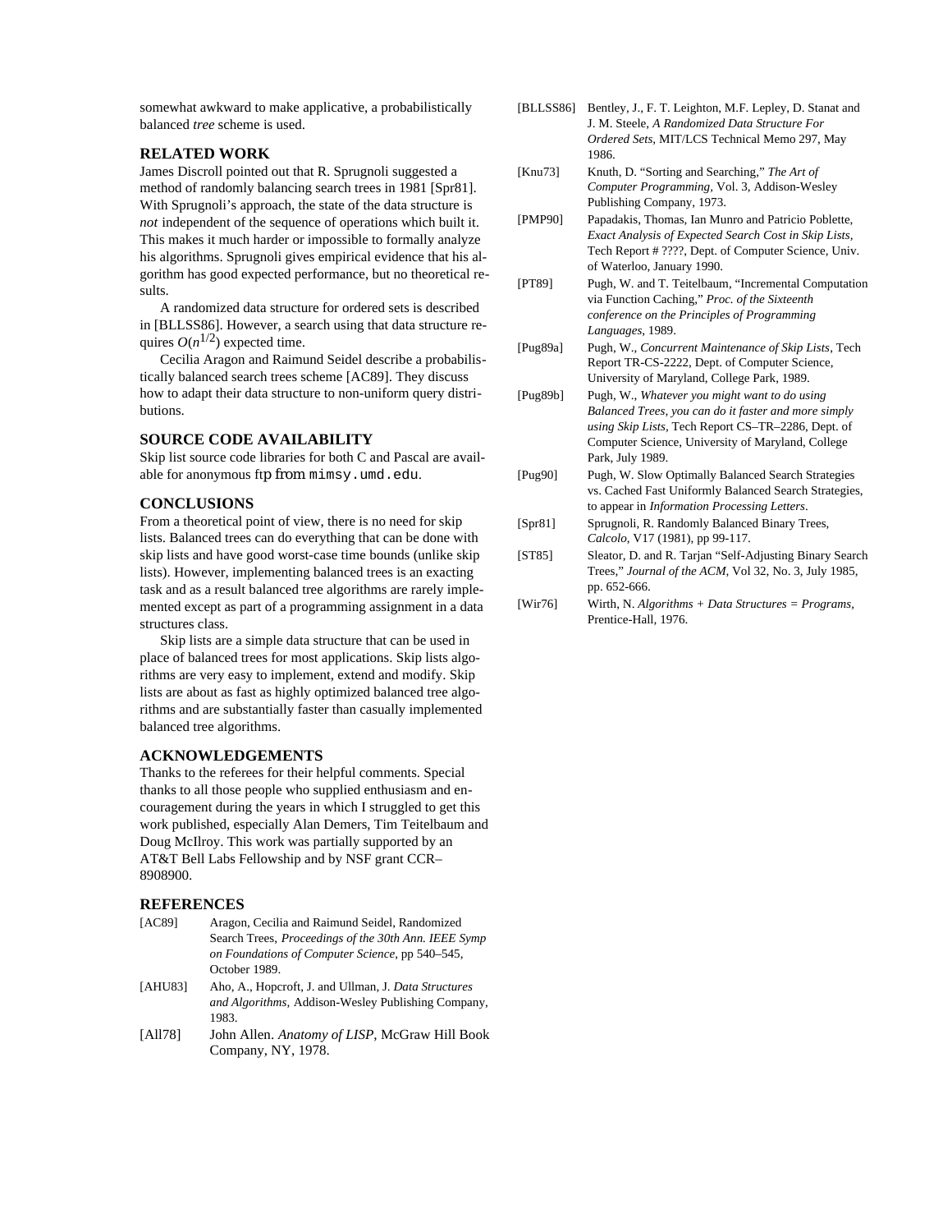somewhat awkward to make applicative, a probabilistically balanced *tree* scheme is used.

## RELATED WORK

James Discroll pointed out that R. Sprugnoli suggested a method of randomly balancing search trees in 1981 [Spr81]. With Sprugnoli's approach, the state of the data structure is *not* independent of the sequence of operations which built it. This makes it much harder or impossible to formally analyze his algorithms. Sprugnoli gives empirical evidence that his algorithm has good expected performance, but no theoretical results.

A randomized data structure for ordered sets is described in [BLLSS86]. However, a search using that data structure requires $O(n^{1/2})$ expected time.

Cecilia Aragon and Raimund Seidel describe a probabilistically balanced search trees scheme [AC89]. They discuss how to adapt their data structure to non-uniform query distributions.

## SOURCE CODE AVAILABILITY

Skip list source code libraries for both C and Pascal are available for anonymous ftp from `mimsy.umd.edu`.

## CONCLUSIONS

From a theoretical point of view, there is no need for skip lists. Balanced trees can do everything that can be done with skip lists and have good worst-case time bounds (unlike skip lists). However, implementing balanced trees is an exacting task and as a result balanced tree algorithms are rarely implemented except as part of a programming assignment in a data structures class.

Skip lists are a simple data structure that can be used in place of balanced trees for most applications. Skip lists algorithms are very easy to implement, extend and modify. Skip lists are about as fast as highly optimized balanced tree algorithms and are substantially faster than casually implemented balanced tree algorithms.

## ACKNOWLEDGEMENTS

Thanks to the referees for their helpful comments. Special thanks to all those people who supplied enthusiasm and encouragement during the years in which I struggled to get this work published, especially Alan Demers, Tim Teitelbaum and Doug McIlroy. This work was partially supported by an AT&T Bell Labs Fellowship and by NSF grant CCR–8908900.

## REFERENCES

[AC89] Aragon, Cecilia and Raimund Seidel, Randomized Search Trees, *Proceedings of the 30th Ann. IEEE Symp on Foundations of Computer Science*, pp 540–545, October 1989.

[AHU83] Aho, A., Hopcroft, J. and Ullman, J. *Data Structures and Algorithms*, Addison-Wesley Publishing Company, 1983.

[All78] John Allen. *Anatomy of LISP*, McGraw Hill Book Company, NY, 1978.

[BLLSS86] Bentley, J., F. T. Leighton, M.F. Lepley, D. Stanat and J. M. Steele, *A Randomized Data Structure For Ordered Sets*, MIT/LCS Technical Memo 297, May 1986.

[Knu73] Knuth, D. "Sorting and Searching," *The Art of Computer Programming*, Vol. 3, Addison-Wesley Publishing Company, 1973.

[PMP90] Papadakis, Thomas, Ian Munro and Patricio Poblette, *Exact Analysis of Expected Search Cost in Skip Lists*, Tech Report # ????, Dept. of Computer Science, Univ. of Waterloo, January 1990.

[PT89] Pugh, W. and T. Teitelbaum, "Incremental Computation via Function Caching," *Proc. of the Sixteenth conference on the Principles of Programming Languages*, 1989.

[Pug89a] Pugh, W., *Concurrent Maintenance of Skip Lists*, Tech Report TR-CS-2222, Dept. of Computer Science, University of Maryland, College Park, 1989.

[Pug89b] Pugh, W., *Whatever you might want to do using Balanced Trees, you can do it faster and more simply using Skip Lists*, Tech Report CS–TR–2286, Dept. of Computer Science, University of Maryland, College Park, July 1989.

[Pug90] Pugh, W. Slow Optimally Balanced Search Strategies vs. Cached Fast Uniformly Balanced Search Strategies, to appear in *Information Processing Letters*.

[Spr81] Sprugnoli, R. Randomly Balanced Binary Trees, *Calcolo*, V17 (1981), pp 99-117.

[ST85] Sleator, D. and R. Tarjan "Self-Adjusting Binary Search Trees," *Journal of the ACM*, Vol 32, No. 3, July 1985, pp. 652-666.

[Wir76] Wirth, N. *Algorithms + Data Structures = Programs*, Prentice-Hall, 1976.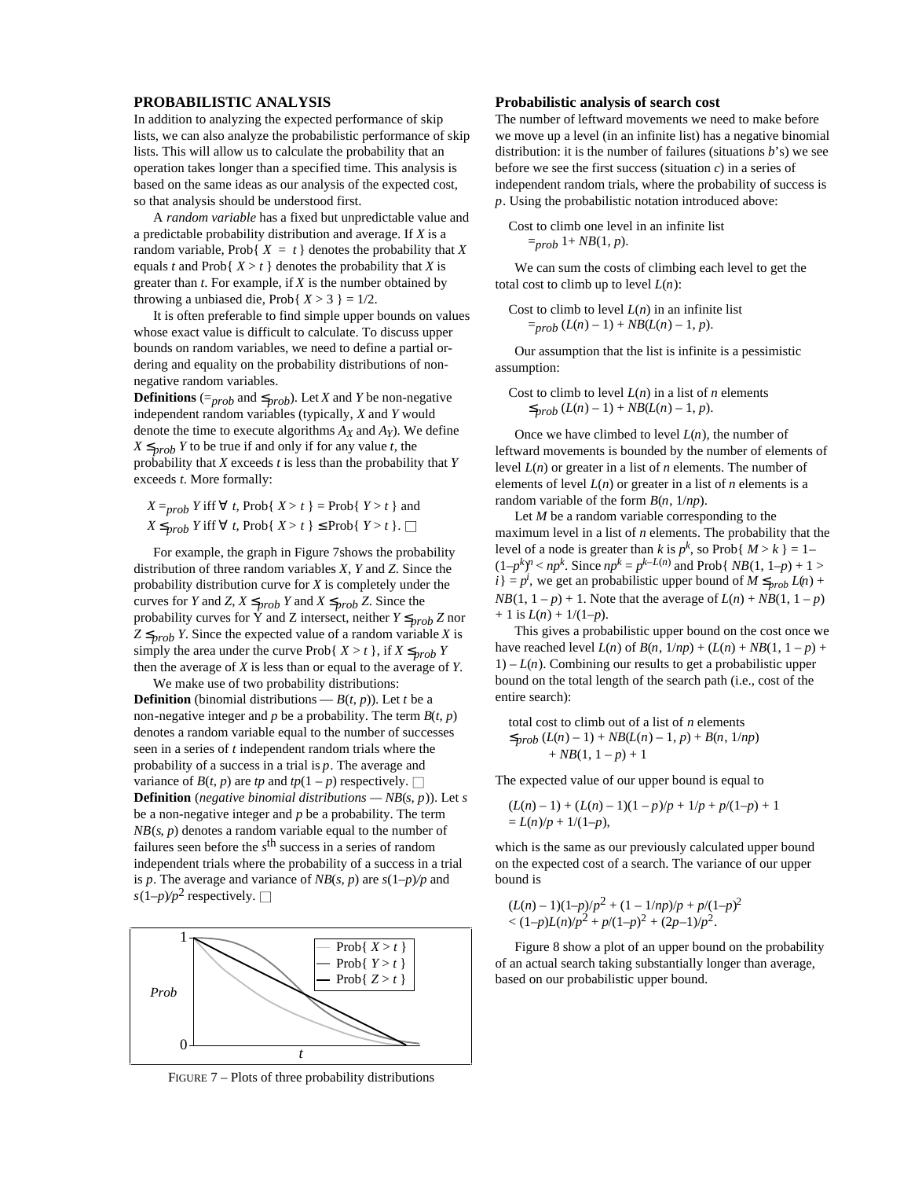## PROBABILISTIC ANALYSIS

In addition to analyzing the expected performance of skip lists, we can also analyze the probabilistic performance of skip lists. This will allow us to calculate the probability that an operation takes longer than a specified time. This analysis is based on the same ideas as our analysis of the expected cost, so that analysis should be understood first.

A *random variable* has a fixed but unpredictable value and a predictable probability distribution and average. If $X$ is a random variable, Prob{ $X = t$ } denotes the probability that $X$ equals $t$ and Prob{ $X > t$ } denotes the probability that $X$ is greater than $t$. For example, if $X$ is the number obtained by throwing a unbiased die, Prob{ $X > 3$ } = 1/2.

It is often preferable to find simple upper bounds on values whose exact value is difficult to calculate. To discuss upper bounds on random variables, we need to define a partial ordering and equality on the probability distributions of non-negative random variables.

**Definitions** ($=_{prob}$ and $\leq_{prob}$). Let $X$ and $Y$ be non-negative independent random variables (typically, $X$ and $Y$ would denote the time to execute algorithms $A_X$ and $A_Y$). We define $X \leq_{prob} Y$ to be true if and only if for any value $t$, the probability that $X$ exceeds $t$ is less than the probability that $Y$ exceeds $t$. More formally:

$X =_{prob} Y$ iff $\forall$ $t$, Prob{ $X > t$ } = Prob{ $Y > t$ } and
$X \leq_{prob} Y$ iff $\forall$ $t$, Prob{ $X > t$ } $\leq$ Prob{ $Y > t$ }. □

For example, the graph in Figure 7shows the probability distribution of three random variables $X$, $Y$ and $Z$. Since the probability distribution curve for $X$ is completely under the curves for $Y$ and $Z$, $X \leq_{prob} Y$ and $X \leq_{prob} Z$. Since the probability curves for Y and Z intersect, neither $Y \leq_{prob} Z$ nor $Z \leq_{prob} Y$. Since the expected value of a random variable $X$ is simply the area under the curve Prob{ $X > t$ }, if $X \leq_{prob} Y$ then the average of $X$ is less than or equal to the average of $Y$.

We make use of two probability distributions:

**Definition** (binomial distributions — $B(t, p)$). Let $t$ be a non-negative integer and $p$ be a probability. The term $B(t, p)$ denotes a random variable equal to the number of successes seen in a series of $t$ independent random trials where the probability of a success in a trial is $p$. The average and variance of $B(t, p)$ are $tp$ and $tp(1 - p)$ respectively. □

**Definition** (*negative binomial distributions* — $NB(s, p)$). Let $s$ be a non-negative integer and $p$ be a probability. The term $NB(s, p)$ denotes a random variable equal to the number of failures seen before the $s^{\text{th}}$ success in a series of random independent trials where the probability of a success in a trial is $p$. The average and variance of $NB(s, p)$ are $s(1-p)/p$ and $s(1-p)/p^2$ respectively. □

1
Prob
0
t
Prob{ $X > t$ }
Prob{ $Y > t$ }
Prob{ $Z > t$ }

FIGURE 7 – Plots of three probability distributions

### Probabilistic analysis of search cost

The number of leftward movements we need to make before we move up a level (in an infinite list) has a negative binomial distribution: it is the number of failures (situations $b$'s) we see before we see the first success (situation $c$) in a series of independent random trials, where the probability of success is $p$. Using the probabilistic notation introduced above:

Cost to climb one level in an infinite list
$=_{prob}$ $1+ NB(1, p)$.

We can sum the costs of climbing each level to get the total cost to climb up to level $L(n)$:

Cost to climb to level $L(n)$ in an infinite list
$=_{prob}$ $(L(n) - 1) + NB(L(n) - 1, p)$.

Our assumption that the list is infinite is a pessimistic assumption:

Cost to climb to level $L(n)$ in a list of $n$ elements
$\leq_{prob}$ $(L(n) - 1) + NB(L(n) - 1, p)$.

Once we have climbed to level $L(n)$, the number of leftward movements is bounded by the number of elements of level $L(n)$ or greater in a list of $n$ elements. The number of elements of level $L(n)$ or greater in a list of $n$ elements is a random variable of the form $B(n, 1/np)$.

Let $M$ be a random variable corresponding to the maximum level in a list of $n$ elements. The probability that the level of a node is greater than $k$ is $p^k$, so Prob{ $M > k$ } = $1-(1-p^k)^n < np^k$. Since $np^k = p^{k-L(n)}$ and Prob{ $NB(1, 1-p) + 1 > i$ } = $p^i$, we get an probabilistic upper bound of $M \leq_{prob} L(n) + NB(1, 1 - p) + 1$. Note that the average of $L(n) + NB(1, 1 - p) + 1$ is $L(n) + 1/(1-p)$.

This gives a probabilistic upper bound on the cost once we have reached level $L(n)$ of $B(n, 1/np) + (L(n) + NB(1, 1 - p) + 1) - L(n)$. Combining our results to get a probabilistic upper bound on the total length of the search path (i.e., cost of the entire search):

total cost to climb out of a list of $n$ elements
$\leq_{prob}$ $(L(n) - 1) + NB(L(n) - 1, p) + B(n, 1/np)$
$+ NB(1, 1 - p) + 1$

The expected value of our upper bound is equal to

$$(L(n) - 1) + (L(n) - 1)(1 - p)/p + 1/p + p/(1-p) + 1$$
$$= L(n)/p + 1/(1-p),$$

which is the same as our previously calculated upper bound on the expected cost of a search. The variance of our upper bound is

$$(L(n) - 1)(1-p)/p^2 + (1 - 1/np)/p + p/(1-p)^2$$
$$< (1-p)L(n)/p^2 + p/(1-p)^2 + (2p-1)/p^2.$$

Figure 8 show a plot of an upper bound on the probability of an actual search taking substantially longer than average, based on our probabilistic upper bound.